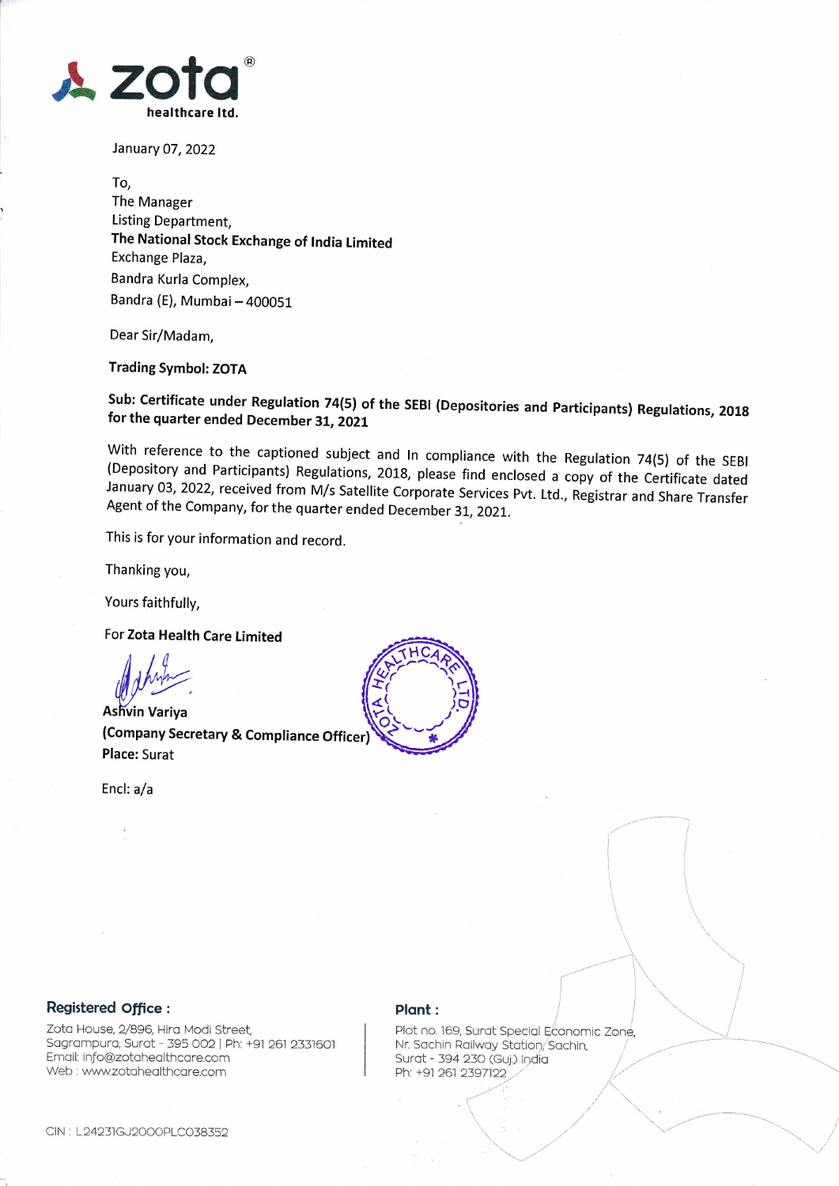**zota®**
**healthcare ltd.**

January 07, 2022

To,
The Manager
Listing Department,
**The National Stock Exchange of India Limited**
Exchange Plaza,
Bandra Kurla Complex,
Bandra (E), Mumbai – 400051

Dear Sir/Madam,

**Trading Symbol: ZOTA**

**Sub: Certificate under Regulation 74(5) of the SEBI (Depositories and Participants) Regulations, 2018 for the quarter ended December 31, 2021**

With reference to the captioned subject and In compliance with the Regulation 74(5) of the SEBI (Depository and Participants) Regulations, 2018, please find enclosed a copy of the Certificate dated January 03, 2022, received from M/s Satellite Corporate Services Pvt. Ltd., Registrar and Share Transfer Agent of the Company, for the quarter ended December 31, 2021.

This is for your information and record.

Thanking you,

Yours faithfully,

For **Zota Health Care Limited**

**Ashvin Variya**
**(Company Secretary & Compliance Officer)**
**Place:** Surat

Encl: a/a

**Registered Office :**
Zota House, 2/896, Hira Modi Street,
Sagrampura, Surat - 395 002 | Ph: +91 261 2331601
Email: info@zotahealthcare.com
Web : www.zotahealthcare.com

**Plant :**
Plot no. 169, Surat Special Economic Zone,
Nr. Sachin Railway Station, Sachin,
Surat - 394 230 (Guj.) India
Ph: +91 261 2397122

CIN : L24231GJ2000PLC038352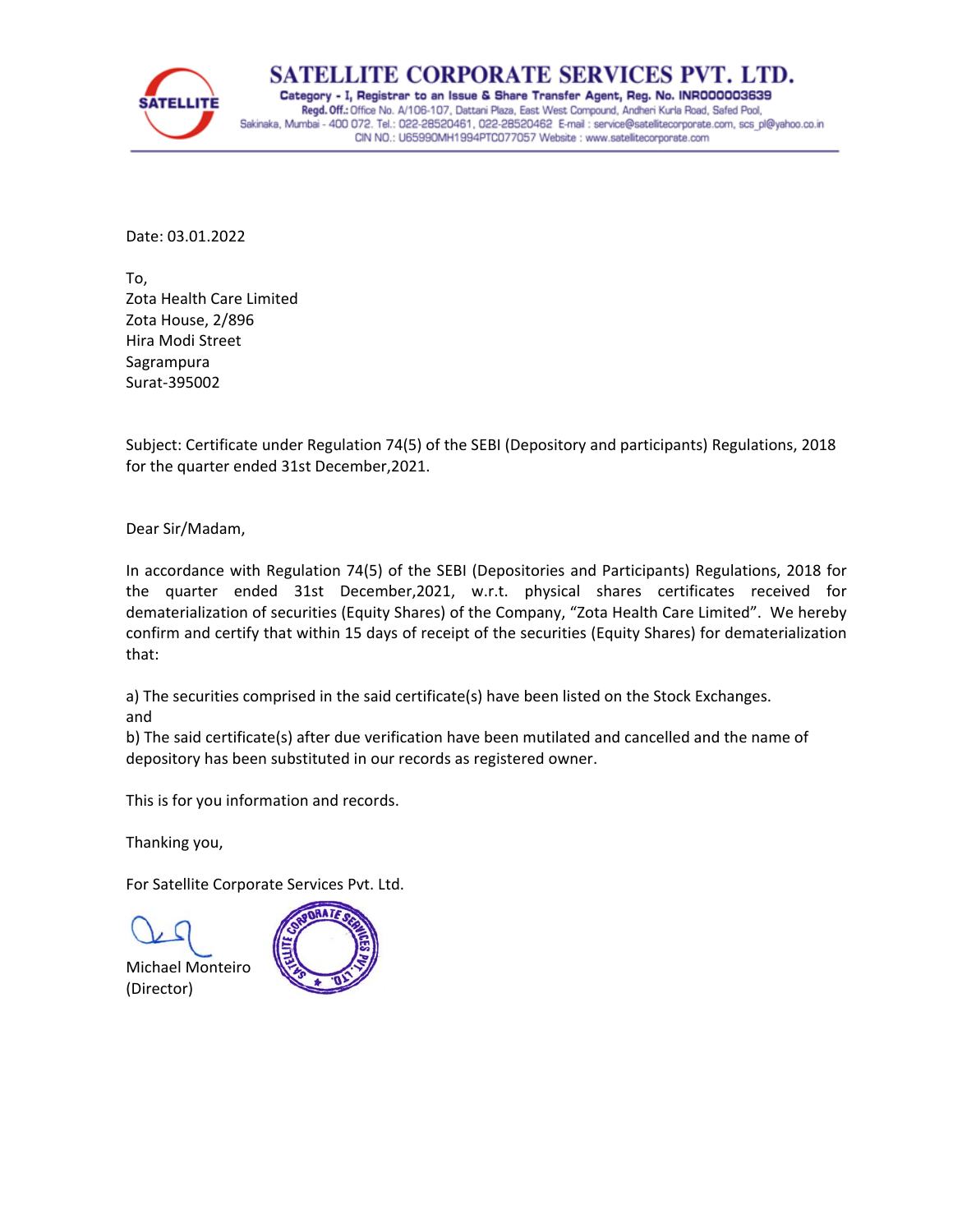# SATELLITE CORPORATE SERVICES PVT. LTD.

**Category - I, Registrar to an Issue & Share Transfer Agent, Reg. No. INR000003639**
**Regd. Off.:** Office No. A/106-107, Dattani Plaza, East West Compound, Andheri Kurla Road, Safed Pool, Sakinaka, Mumbai - 400 072. Tel.: 022-28520461, 022-28520462 E-mail : service@satellitecorporate.com, scs_pl@yahoo.co.in
CIN NO.: U65990MH1994PTC077057 Website : www.satellitecorporate.com

Date: 03.01.2022

To,
Zota Health Care Limited
Zota House, 2/896
Hira Modi Street
Sagrampura
Surat-395002

Subject: Certificate under Regulation 74(5) of the SEBI (Depository and participants) Regulations, 2018 for the quarter ended 31st December,2021.

Dear Sir/Madam,

In accordance with Regulation 74(5) of the SEBI (Depositories and Participants) Regulations, 2018 for the quarter ended 31st December,2021, w.r.t. physical shares certificates received for dematerialization of securities (Equity Shares) of the Company, "Zota Health Care Limited". We hereby confirm and certify that within 15 days of receipt of the securities (Equity Shares) for dematerialization that:

a) The securities comprised in the said certificate(s) have been listed on the Stock Exchanges.
and
b) The said certificate(s) after due verification have been mutilated and cancelled and the name of depository has been substituted in our records as registered owner.

This is for you information and records.

Thanking you,

For Satellite Corporate Services Pvt. Ltd.

Michael Monteiro
(Director)